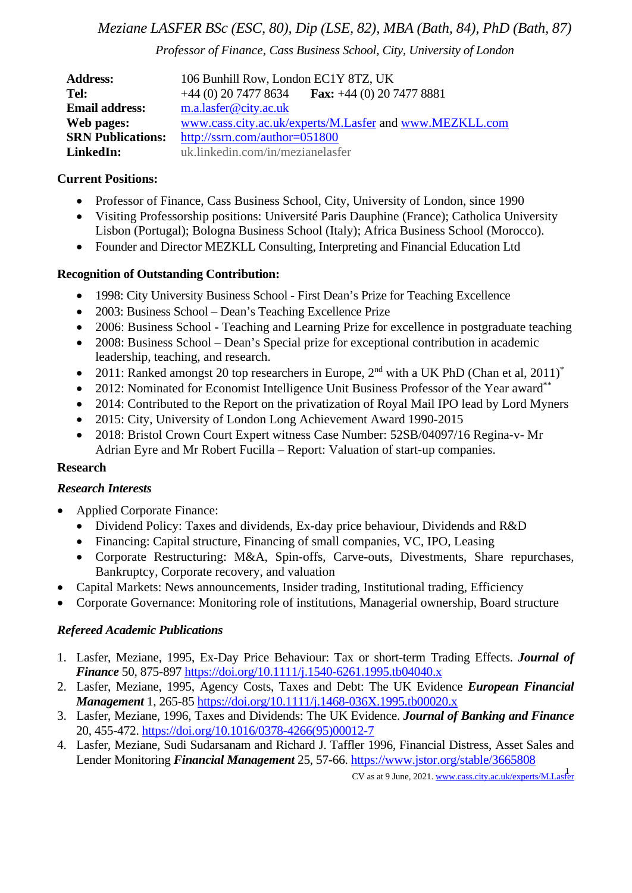*Meziane LASFER BSc (ESC, 80), Dip (LSE, 82), MBA (Bath, 84), PhD (Bath, 87)*

*Professor of Finance, Cass Business School, City, University of London*

| | |
|---|---|
| **Address:** | 106 Bunhill Row, London EC1Y 8TZ, UK |
| **Tel:** | +44 (0) 20 7477 8634 **Fax:** +44 (0) 20 7477 8881 |
| **Email address:** | m.a.lasfer@city.ac.uk |
| **Web pages:** | www.cass.city.ac.uk/experts/M.Lasfer and www.MEZKLL.com |
| **SRN Publications:** | http://ssrn.com/author=051800 |
| **LinkedIn:** | uk.linkedin.com/in/mezianelasfer |

**Current Positions:**

- Professor of Finance, Cass Business School, City, University of London, since 1990
- Visiting Professorship positions: Université Paris Dauphine (France); Catholica University Lisbon (Portugal); Bologna Business School (Italy); Africa Business School (Morocco).
- Founder and Director MEZKLL Consulting, Interpreting and Financial Education Ltd

**Recognition of Outstanding Contribution:**

- 1998: City University Business School - First Dean's Prize for Teaching Excellence
- 2003: Business School – Dean's Teaching Excellence Prize
- 2006: Business School - Teaching and Learning Prize for excellence in postgraduate teaching
- 2008: Business School – Dean's Special prize for exceptional contribution in academic leadership, teaching, and research.
- 2011: Ranked amongst 20 top researchers in Europe, 2nd with a UK PhD (Chan et al, 2011)*
- 2012: Nominated for Economist Intelligence Unit Business Professor of the Year award**
- 2014: Contributed to the Report on the privatization of Royal Mail IPO lead by Lord Myners
- 2015: City, University of London Long Achievement Award 1990-2015
- 2018: Bristol Crown Court Expert witness Case Number: 52SB/04097/16 Regina-v- Mr Adrian Eyre and Mr Robert Fucilla – Report: Valuation of start-up companies.

## Research

### *Research Interests*

- Applied Corporate Finance:
  - Dividend Policy: Taxes and dividends, Ex-day price behaviour, Dividends and R&D
  - Financing: Capital structure, Financing of small companies, VC, IPO, Leasing
  - Corporate Restructuring: M&A, Spin-offs, Carve-outs, Divestments, Share repurchases, Bankruptcy, Corporate recovery, and valuation
- Capital Markets: News announcements, Insider trading, Institutional trading, Efficiency
- Corporate Governance: Monitoring role of institutions, Managerial ownership, Board structure

### *Refereed Academic Publications*

1. Lasfer, Meziane, 1995, Ex-Day Price Behaviour: Tax or short-term Trading Effects. ***Journal of Finance*** 50, 875-897 https://doi.org/10.1111/j.1540-6261.1995.tb04040.x
2. Lasfer, Meziane, 1995, Agency Costs, Taxes and Debt: The UK Evidence ***European Financial Management*** 1, 265-85 https://doi.org/10.1111/j.1468-036X.1995.tb00020.x
3. Lasfer, Meziane, 1996, Taxes and Dividends: The UK Evidence. ***Journal of Banking and Finance*** 20, 455-472. https://doi.org/10.1016/0378-4266(95)00012-7
4. Lasfer, Meziane, Sudi Sudarsanam and Richard J. Taffler 1996, Financial Distress, Asset Sales and Lender Monitoring ***Financial Management*** 25, 57-66. https://www.jstor.org/stable/3665808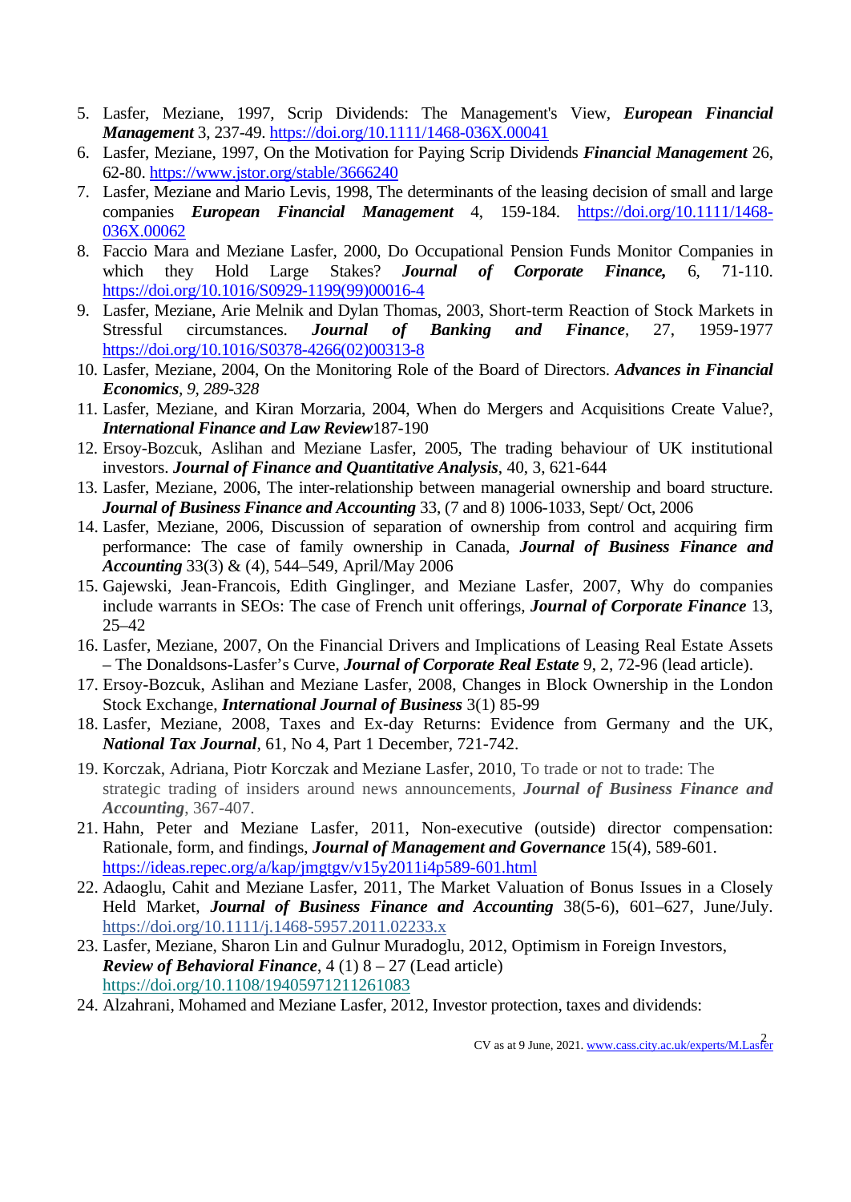5. Lasfer, Meziane, 1997, Scrip Dividends: The Management's View, ***European Financial Management*** 3, 237-49. https://doi.org/10.1111/1468-036X.00041
6. Lasfer, Meziane, 1997, On the Motivation for Paying Scrip Dividends ***Financial Management*** 26, 62-80. https://www.jstor.org/stable/3666240
7. Lasfer, Meziane and Mario Levis, 1998, The determinants of the leasing decision of small and large companies ***European Financial Management*** 4, 159-184. https://doi.org/10.1111/1468-036X.00062
8. Faccio Mara and Meziane Lasfer, 2000, Do Occupational Pension Funds Monitor Companies in which they Hold Large Stakes? ***Journal of Corporate Finance,*** 6, 71-110. https://doi.org/10.1016/S0929-1199(99)00016-4
9. Lasfer, Meziane, Arie Melnik and Dylan Thomas, 2003, Short-term Reaction of Stock Markets in Stressful circumstances. ***Journal of Banking and Finance***, 27, 1959-1977 https://doi.org/10.1016/S0378-4266(02)00313-8
10. Lasfer, Meziane, 2004, On the Monitoring Role of the Board of Directors. ***Advances in Financial Economics****, 9, 289-328*
11. Lasfer, Meziane, and Kiran Morzaria, 2004, When do Mergers and Acquisitions Create Value?, ***International Finance and Law Review***187-190
12. Ersoy-Bozcuk, Aslihan and Meziane Lasfer, 2005, The trading behaviour of UK institutional investors. ***Journal of Finance and Quantitative Analysis***, 40, 3, 621-644
13. Lasfer, Meziane, 2006, The inter-relationship between managerial ownership and board structure. ***Journal of Business Finance and Accounting*** 33, (7 and 8) 1006-1033, Sept/ Oct, 2006
14. Lasfer, Meziane, 2006, Discussion of separation of ownership from control and acquiring firm performance: The case of family ownership in Canada, ***Journal of Business Finance and Accounting*** 33(3) & (4), 544–549, April/May 2006
15. Gajewski, Jean-Francois, Edith Ginglinger, and Meziane Lasfer, 2007, Why do companies include warrants in SEOs: The case of French unit offerings, ***Journal of Corporate Finance*** 13, 25–42
16. Lasfer, Meziane, 2007, On the Financial Drivers and Implications of Leasing Real Estate Assets – The Donaldsons-Lasfer's Curve, ***Journal of Corporate Real Estate*** 9, 2, 72-96 (lead article).
17. Ersoy-Bozcuk, Aslihan and Meziane Lasfer, 2008, Changes in Block Ownership in the London Stock Exchange, ***International Journal of Business*** 3(1) 85-99
18. Lasfer, Meziane, 2008, Taxes and Ex-day Returns: Evidence from Germany and the UK, ***National Tax Journal***, 61, No 4, Part 1 December, 721-742.
19. Korczak, Adriana, Piotr Korczak and Meziane Lasfer, 2010, To trade or not to trade: The strategic trading of insiders around news announcements, ***Journal of Business Finance and Accounting***, 367-407.
21. Hahn, Peter and Meziane Lasfer, 2011, Non-executive (outside) director compensation: Rationale, form, and findings, ***Journal of Management and Governance*** 15(4), 589-601. https://ideas.repec.org/a/kap/jmgtgv/v15y2011i4p589-601.html
22. Adaoglu, Cahit and Meziane Lasfer, 2011, The Market Valuation of Bonus Issues in a Closely Held Market, ***Journal of Business Finance and Accounting*** 38(5-6), 601–627, June/July. https://doi.org/10.1111/j.1468-5957.2011.02233.x
23. Lasfer, Meziane, Sharon Lin and Gulnur Muradoglu, 2012, Optimism in Foreign Investors, ***Review of Behavioral Finance***, 4 (1) 8 – 27 (Lead article) https://doi.org/10.1108/19405971211261083
24. Alzahrani, Mohamed and Meziane Lasfer, 2012, Investor protection, taxes and dividends:

CV as at 9 June, 2021. www.cass.city.ac.uk/experts/M.Lasfer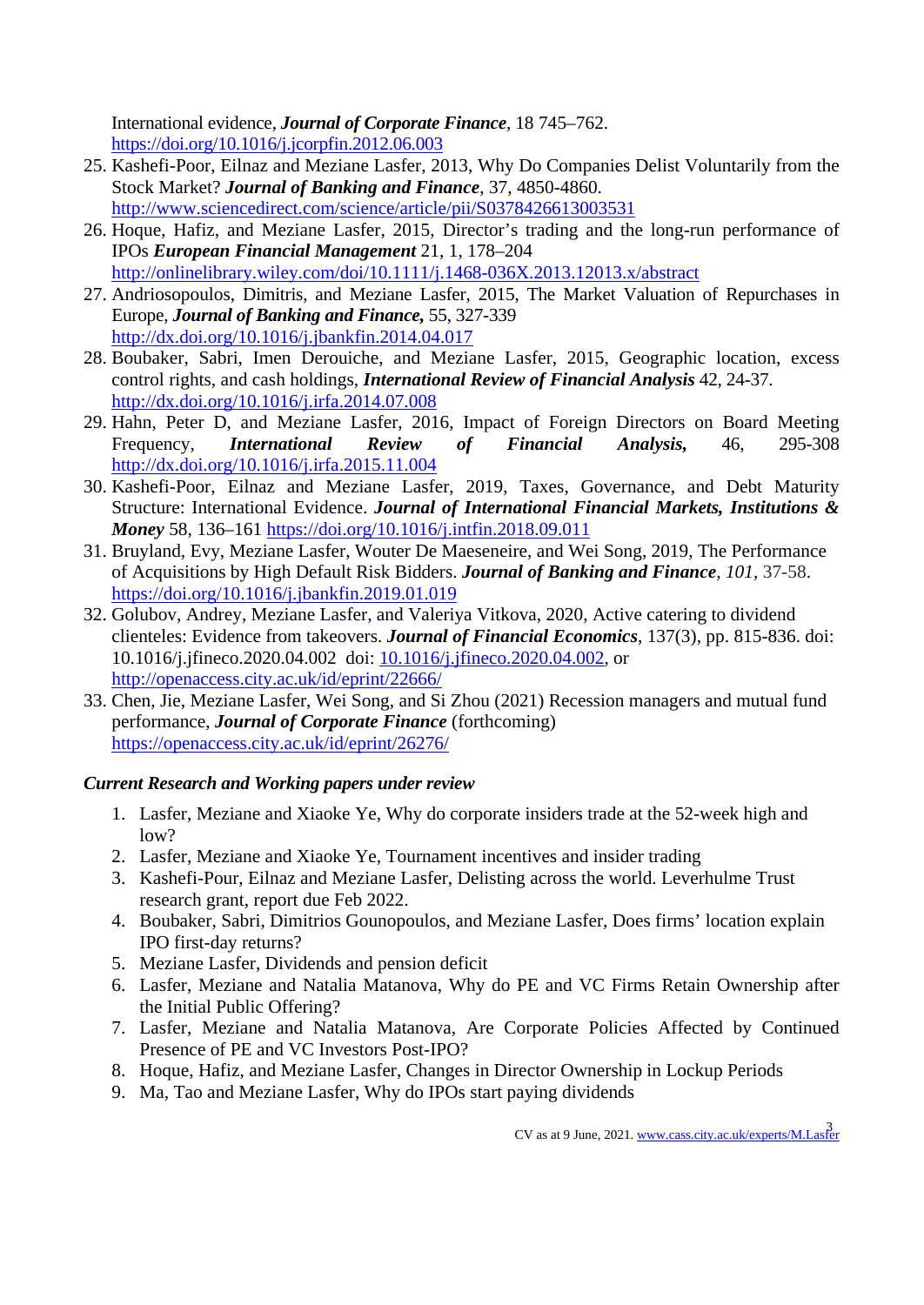International evidence, ***Journal of Corporate Finance***, 18 745–762. https://doi.org/10.1016/j.jcorpfin.2012.06.003

25. Kashefi-Poor, Eilnaz and Meziane Lasfer, 2013, Why Do Companies Delist Voluntarily from the Stock Market? ***Journal of Banking and Finance***, 37, 4850-4860. http://www.sciencedirect.com/science/article/pii/S0378426613003531
26. Hoque, Hafiz, and Meziane Lasfer, 2015, Director's trading and the long-run performance of IPOs ***European Financial Management*** 21, 1, 178–204 http://onlinelibrary.wiley.com/doi/10.1111/j.1468-036X.2013.12013.x/abstract
27. Andriosopoulos, Dimitris, and Meziane Lasfer, 2015, The Market Valuation of Repurchases in Europe, ***Journal of Banking and Finance,*** 55, 327-339 http://dx.doi.org/10.1016/j.jbankfin.2014.04.017
28. Boubaker, Sabri, Imen Derouiche, and Meziane Lasfer, 2015, Geographic location, excess control rights, and cash holdings, ***International Review of Financial Analysis*** 42, 24-37. http://dx.doi.org/10.1016/j.irfa.2014.07.008
29. Hahn, Peter D, and Meziane Lasfer, 2016, Impact of Foreign Directors on Board Meeting Frequency, ***International Review of Financial Analysis,*** 46, 295-308 http://dx.doi.org/10.1016/j.irfa.2015.11.004
30. Kashefi-Poor, Eilnaz and Meziane Lasfer, 2019, Taxes, Governance, and Debt Maturity Structure: International Evidence. ***Journal of International Financial Markets, Institutions & Money*** 58, 136–161 https://doi.org/10.1016/j.intfin.2018.09.011
31. Bruyland, Evy, Meziane Lasfer, Wouter De Maeseneire, and Wei Song, 2019, The Performance of Acquisitions by High Default Risk Bidders. ***Journal of Banking and Finance***, *101*, 37-58. https://doi.org/10.1016/j.jbankfin.2019.01.019
32. Golubov, Andrey, Meziane Lasfer, and Valeriya Vitkova, 2020, Active catering to dividend clienteles: Evidence from takeovers. ***Journal of Financial Economics***, 137(3), pp. 815-836. doi: 10.1016/j.jfineco.2020.04.002 doi: 10.1016/j.jfineco.2020.04.002, or http://openaccess.city.ac.uk/id/eprint/22666/
33. Chen, Jie, Meziane Lasfer, Wei Song, and Si Zhou (2021) Recession managers and mutual fund performance, ***Journal of Corporate Finance*** (forthcoming) https://openaccess.city.ac.uk/id/eprint/26276/

### *Current Research and Working papers under review*

1. Lasfer, Meziane and Xiaoke Ye, Why do corporate insiders trade at the 52-week high and low?
2. Lasfer, Meziane and Xiaoke Ye, Tournament incentives and insider trading
3. Kashefi-Pour, Eilnaz and Meziane Lasfer, Delisting across the world. Leverhulme Trust research grant, report due Feb 2022.
4. Boubaker, Sabri, Dimitrios Gounopoulos, and Meziane Lasfer, Does firms' location explain IPO first-day returns?
5. Meziane Lasfer, Dividends and pension deficit
6. Lasfer, Meziane and Natalia Matanova, Why do PE and VC Firms Retain Ownership after the Initial Public Offering?
7. Lasfer, Meziane and Natalia Matanova, Are Corporate Policies Affected by Continued Presence of PE and VC Investors Post-IPO?
8. Hoque, Hafiz, and Meziane Lasfer, Changes in Director Ownership in Lockup Periods
9. Ma, Tao and Meziane Lasfer, Why do IPOs start paying dividends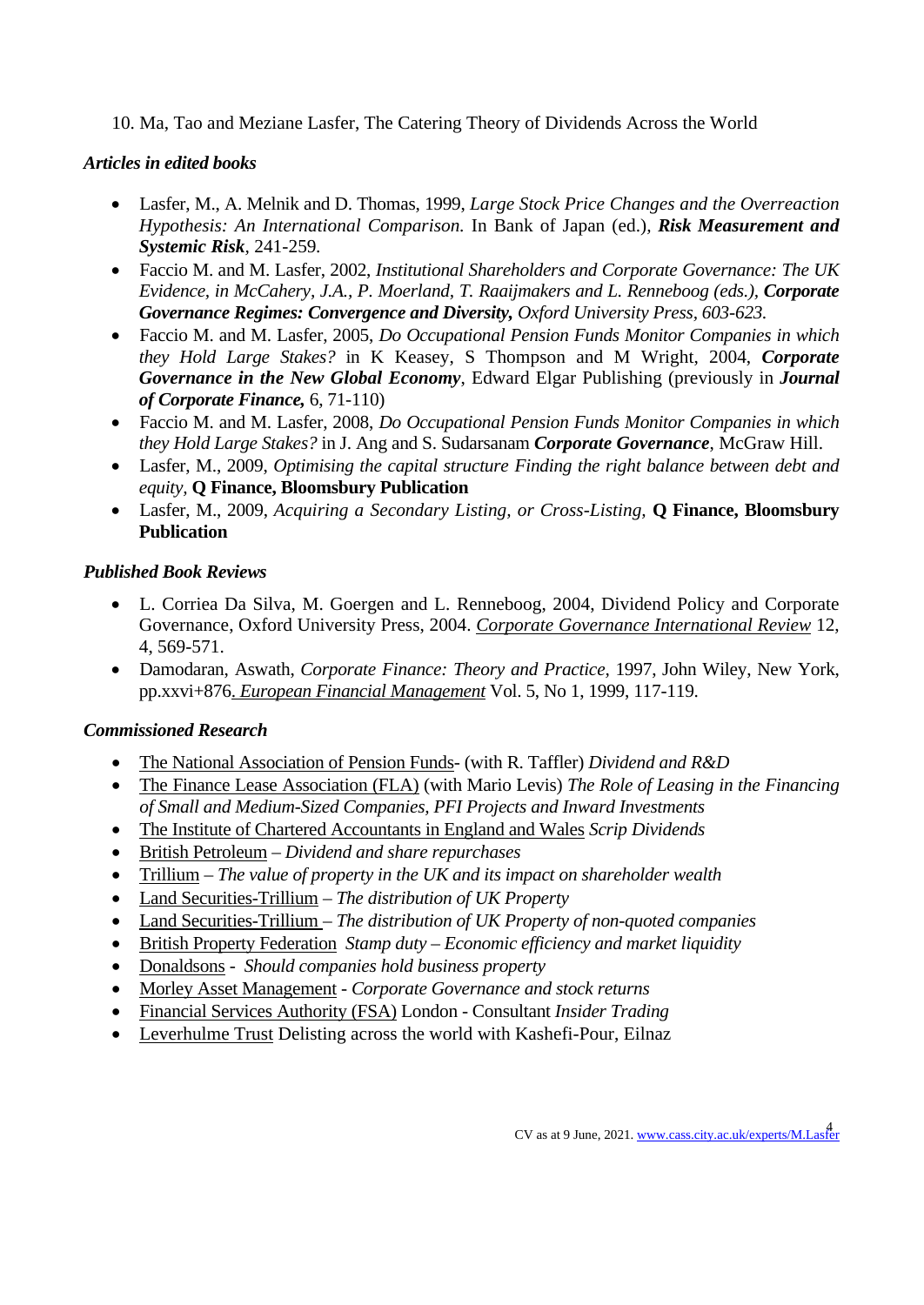10. Ma, Tao and Meziane Lasfer, The Catering Theory of Dividends Across the World

### *Articles in edited books*

- Lasfer, M., A. Melnik and D. Thomas, 1999, *Large Stock Price Changes and the Overreaction Hypothesis: An International Comparison.* In Bank of Japan (ed.), ***Risk Measurement and Systemic Risk***, 241-259.
- Faccio M. and M. Lasfer, 2002, *Institutional Shareholders and Corporate Governance: The UK Evidence, in McCahery, J.A., P. Moerland, T. Raaijmakers and L. Renneboog (eds.),* ***Corporate Governance Regimes: Convergence and Diversity,*** *Oxford University Press, 603-623.*
- Faccio M. and M. Lasfer, 2005, *Do Occupational Pension Funds Monitor Companies in which they Hold Large Stakes?* in K Keasey, S Thompson and M Wright, 2004, ***Corporate Governance in the New Global Economy***, Edward Elgar Publishing (previously in ***Journal of Corporate Finance,*** 6, 71-110)
- Faccio M. and M. Lasfer, 2008, *Do Occupational Pension Funds Monitor Companies in which they Hold Large Stakes?* in J. Ang and S. Sudarsanam ***Corporate Governance***, McGraw Hill.
- Lasfer, M., 2009, *Optimising the capital structure Finding the right balance between debt and equity,* **Q Finance, Bloomsbury Publication**
- Lasfer, M., 2009, *Acquiring a Secondary Listing, or Cross-Listing,* **Q Finance, Bloomsbury Publication**

### *Published Book Reviews*

- L. Corriea Da Silva, M. Goergen and L. Renneboog, 2004, Dividend Policy and Corporate Governance, Oxford University Press, 2004. *Corporate Governance International Review* 12, 4, 569-571.
- Damodaran, Aswath, *Corporate Finance: Theory and Practice*, 1997, John Wiley, New York, pp.xxvi+876. *European Financial Management* Vol. 5, No 1, 1999, 117-119.

### *Commissioned Research*

- The National Association of Pension Funds- (with R. Taffler) *Dividend and R&D*
- The Finance Lease Association (FLA) (with Mario Levis) *The Role of Leasing in the Financing of Small and Medium-Sized Companies, PFI Projects and Inward Investments*
- The Institute of Chartered Accountants in England and Wales *Scrip Dividends*
- British Petroleum – *Dividend and share repurchases*
- Trillium – *The value of property in the UK and its impact on shareholder wealth*
- Land Securities-Trillium – *The distribution of UK Property*
- Land Securities-Trillium – *The distribution of UK Property of non-quoted companies*
- British Property Federation *Stamp duty – Economic efficiency and market liquidity*
- Donaldsons - *Should companies hold business property*
- Morley Asset Management - *Corporate Governance and stock returns*
- Financial Services Authority (FSA) London - Consultant *Insider Trading*
- Leverhulme Trust Delisting across the world with Kashefi-Pour, Eilnaz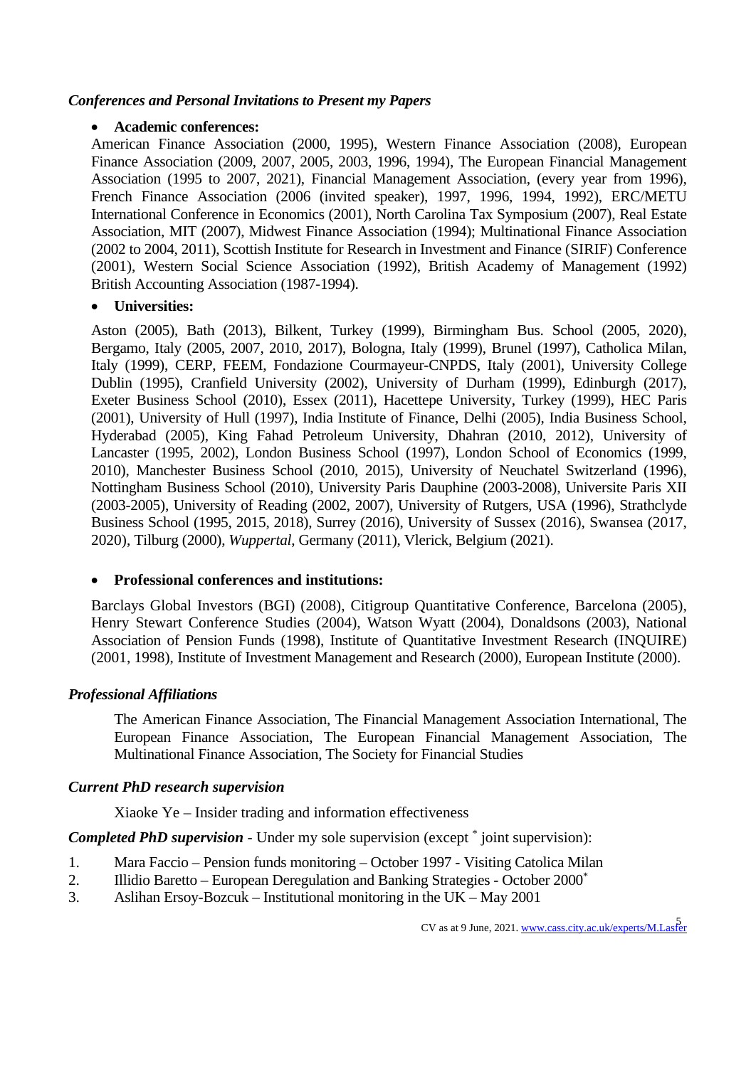### *Conferences and Personal Invitations to Present my Papers*

- **Academic conferences:**

American Finance Association (2000, 1995), Western Finance Association (2008), European Finance Association (2009, 2007, 2005, 2003, 1996, 1994), The European Financial Management Association (1995 to 2007, 2021), Financial Management Association, (every year from 1996), French Finance Association (2006 (invited speaker), 1997, 1996, 1994, 1992), ERC/METU International Conference in Economics (2001), North Carolina Tax Symposium (2007), Real Estate Association, MIT (2007), Midwest Finance Association (1994); Multinational Finance Association (2002 to 2004, 2011), Scottish Institute for Research in Investment and Finance (SIRIF) Conference (2001), Western Social Science Association (1992), British Academy of Management (1992) British Accounting Association (1987-1994).

- **Universities:**

Aston (2005), Bath (2013), Bilkent, Turkey (1999), Birmingham Bus. School (2005, 2020), Bergamo, Italy (2005, 2007, 2010, 2017), Bologna, Italy (1999), Brunel (1997), Catholica Milan, Italy (1999), CERP, FEEM, Fondazione Courmayeur-CNPDS, Italy (2001), University College Dublin (1995), Cranfield University (2002), University of Durham (1999), Edinburgh (2017), Exeter Business School (2010), Essex (2011), Hacettepe University, Turkey (1999), HEC Paris (2001), University of Hull (1997), India Institute of Finance, Delhi (2005), India Business School, Hyderabad (2005), King Fahad Petroleum University, Dhahran (2010, 2012), University of Lancaster (1995, 2002), London Business School (1997), London School of Economics (1999, 2010), Manchester Business School (2010, 2015), University of Neuchatel Switzerland (1996), Nottingham Business School (2010), University Paris Dauphine (2003-2008), Universite Paris XII (2003-2005), University of Reading (2002, 2007), University of Rutgers, USA (1996), Strathclyde Business School (1995, 2015, 2018), Surrey (2016), University of Sussex (2016), Swansea (2017, 2020), Tilburg (2000), *Wuppertal*, Germany (2011), Vlerick, Belgium (2021).

- **Professional conferences and institutions:**

Barclays Global Investors (BGI) (2008), Citigroup Quantitative Conference, Barcelona (2005), Henry Stewart Conference Studies (2004), Watson Wyatt (2004), Donaldsons (2003), National Association of Pension Funds (1998), Institute of Quantitative Investment Research (INQUIRE) (2001, 1998), Institute of Investment Management and Research (2000), European Institute (2000).

### *Professional Affiliations*

The American Finance Association, The Financial Management Association International, The European Finance Association, The European Financial Management Association, The Multinational Finance Association, The Society for Financial Studies

### *Current PhD research supervision*

Xiaoke Ye – Insider trading and information effectiveness

***Completed PhD supervision*** - Under my sole supervision (except * joint supervision):

1. Mara Faccio – Pension funds monitoring – October 1997 - Visiting Catolica Milan
2. Illidio Baretto – European Deregulation and Banking Strategies - October 2000*
3. Aslihan Ersoy-Bozcuk – Institutional monitoring in the UK – May 2001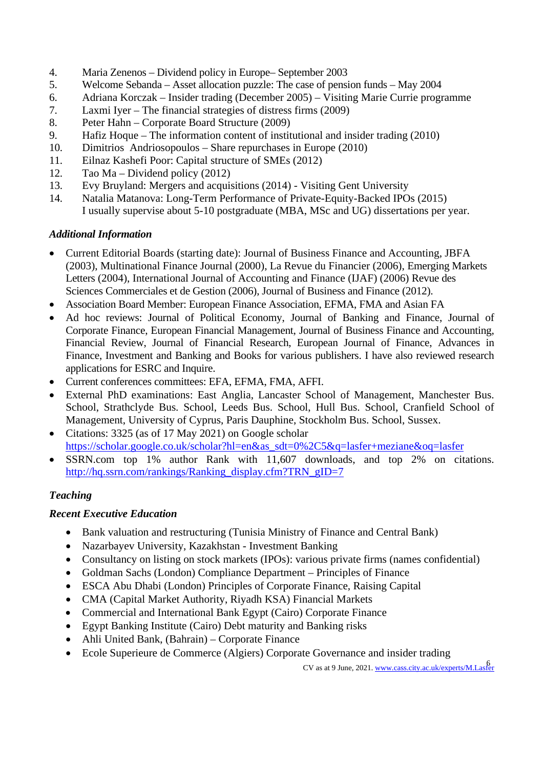4. Maria Zenenos – Dividend policy in Europe– September 2003
5. Welcome Sebanda – Asset allocation puzzle: The case of pension funds – May 2004
6. Adriana Korczak – Insider trading (December 2005) – Visiting Marie Currie programme
7. Laxmi Iyer – The financial strategies of distress firms (2009)
8. Peter Hahn – Corporate Board Structure (2009)
9. Hafiz Hoque – The information content of institutional and insider trading (2010)
10. Dimitrios Andriosopoulos – Share repurchases in Europe (2010)
11. Eilnaz Kashefi Poor: Capital structure of SMEs (2012)
12. Tao Ma – Dividend policy (2012)
13. Evy Bruyland: Mergers and acquisitions (2014) - Visiting Gent University
14. Natalia Matanova: Long-Term Performance of Private-Equity-Backed IPOs (2015)

I usually supervise about 5-10 postgraduate (MBA, MSc and UG) dissertations per year.

### *Additional Information*

- Current Editorial Boards (starting date): Journal of Business Finance and Accounting, JBFA (2003), Multinational Finance Journal (2000), La Revue du Financier (2006), Emerging Markets Letters (2004), International Journal of Accounting and Finance (IJAF) (2006) Revue des Sciences Commerciales et de Gestion (2006), Journal of Business and Finance (2012).
- Association Board Member: European Finance Association, EFMA, FMA and Asian FA
- Ad hoc reviews: Journal of Political Economy, Journal of Banking and Finance, Journal of Corporate Finance, European Financial Management, Journal of Business Finance and Accounting, Financial Review, Journal of Financial Research, European Journal of Finance, Advances in Finance, Investment and Banking and Books for various publishers. I have also reviewed research applications for ESRC and Inquire.
- Current conferences committees: EFA, EFMA, FMA, AFFI.
- External PhD examinations: East Anglia, Lancaster School of Management, Manchester Bus. School, Strathclyde Bus. School, Leeds Bus. School, Hull Bus. School, Cranfield School of Management, University of Cyprus, Paris Dauphine, Stockholm Bus. School, Sussex.
- Citations: 3325 (as of 17 May 2021) on Google scholar https://scholar.google.co.uk/scholar?hl=en&as_sdt=0%2C5&q=lasfer+meziane&oq=lasfer
- SSRN.com top 1% author Rank with 11,607 downloads, and top 2% on citations. http://hq.ssrn.com/rankings/Ranking_display.cfm?TRN_gID=7

### *Teaching*

### *Recent Executive Education*

- Bank valuation and restructuring (Tunisia Ministry of Finance and Central Bank)
- Nazarbayev University, Kazakhstan - Investment Banking
- Consultancy on listing on stock markets (IPOs): various private firms (names confidential)
- Goldman Sachs (London) Compliance Department – Principles of Finance
- ESCA Abu Dhabi (London) Principles of Corporate Finance, Raising Capital
- CMA (Capital Market Authority, Riyadh KSA) Financial Markets
- Commercial and International Bank Egypt (Cairo) Corporate Finance
- Egypt Banking Institute (Cairo) Debt maturity and Banking risks
- Ahli United Bank, (Bahrain) – Corporate Finance
- Ecole Superieure de Commerce (Algiers) Corporate Governance and insider trading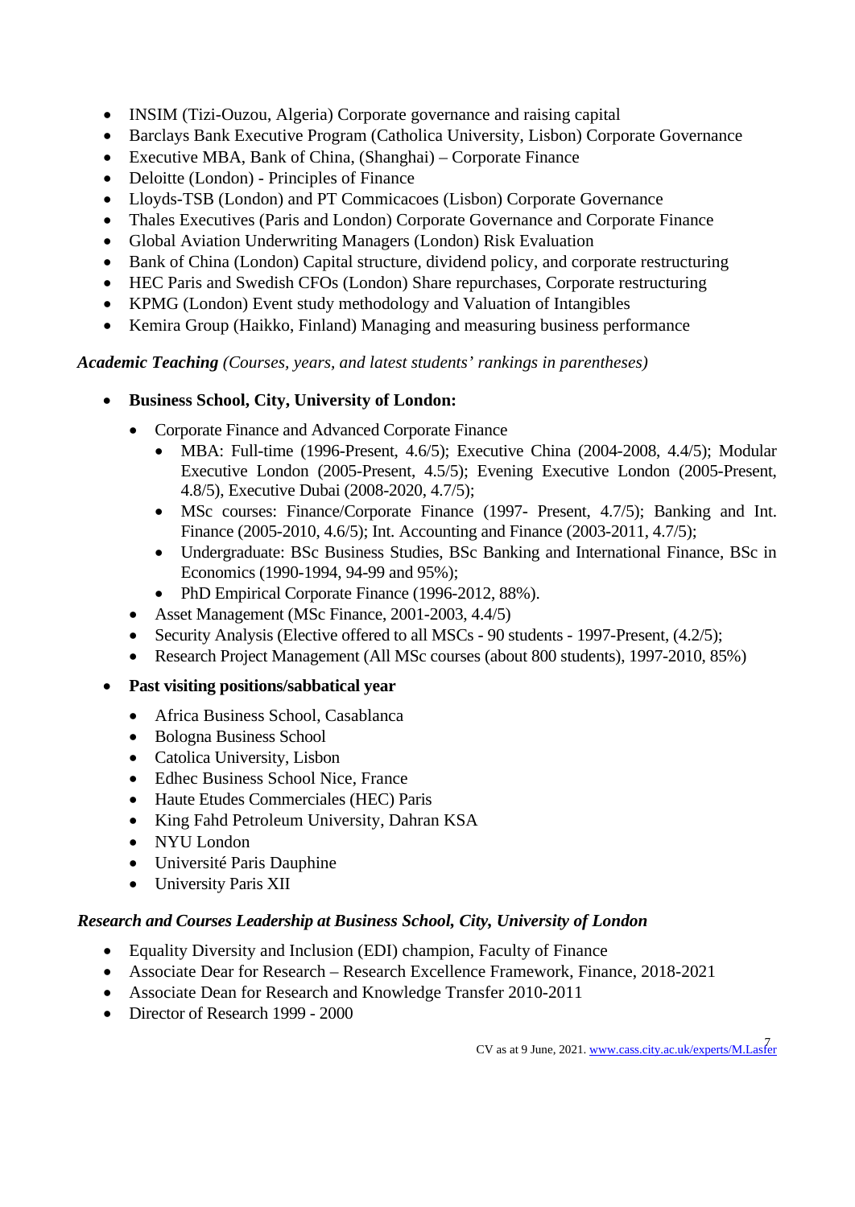- INSIM (Tizi-Ouzou, Algeria) Corporate governance and raising capital
- Barclays Bank Executive Program (Catholica University, Lisbon) Corporate Governance
- Executive MBA, Bank of China, (Shanghai) – Corporate Finance
- Deloitte (London) - Principles of Finance
- Lloyds-TSB (London) and PT Commicacoes (Lisbon) Corporate Governance
- Thales Executives (Paris and London) Corporate Governance and Corporate Finance
- Global Aviation Underwriting Managers (London) Risk Evaluation
- Bank of China (London) Capital structure, dividend policy, and corporate restructuring
- HEC Paris and Swedish CFOs (London) Share repurchases, Corporate restructuring
- KPMG (London) Event study methodology and Valuation of Intangibles
- Kemira Group (Haikko, Finland) Managing and measuring business performance

***Academic Teaching** (Courses, years, and latest students' rankings in parentheses)*

- **Business School, City, University of London:**
  - Corporate Finance and Advanced Corporate Finance
    - MBA: Full-time (1996-Present, 4.6/5); Executive China (2004-2008, 4.4/5); Modular Executive London (2005-Present, 4.5/5); Evening Executive London (2005-Present, 4.8/5), Executive Dubai (2008-2020, 4.7/5);
    - MSc courses: Finance/Corporate Finance (1997- Present, 4.7/5); Banking and Int. Finance (2005-2010, 4.6/5); Int. Accounting and Finance (2003-2011, 4.7/5);
    - Undergraduate: BSc Business Studies, BSc Banking and International Finance, BSc in Economics (1990-1994, 94-99 and 95%);
    - PhD Empirical Corporate Finance (1996-2012, 88%).
  - Asset Management (MSc Finance, 2001-2003, 4.4/5)
  - Security Analysis (Elective offered to all MSCs - 90 students - 1997-Present, (4.2/5);
  - Research Project Management (All MSc courses (about 800 students), 1997-2010, 85%)
- **Past visiting positions/sabbatical year**
  - Africa Business School, Casablanca
  - Bologna Business School
  - Catolica University, Lisbon
  - Edhec Business School Nice, France
  - Haute Etudes Commerciales (HEC) Paris
  - King Fahd Petroleum University, Dahran KSA
  - NYU London
  - Université Paris Dauphine
  - University Paris XII

***Research and Courses Leadership at Business School, City, University of London***

- Equality Diversity and Inclusion (EDI) champion, Faculty of Finance
- Associate Dear for Research – Research Excellence Framework, Finance, 2018-2021
- Associate Dean for Research and Knowledge Transfer 2010-2011
- Director of Research 1999 - 2000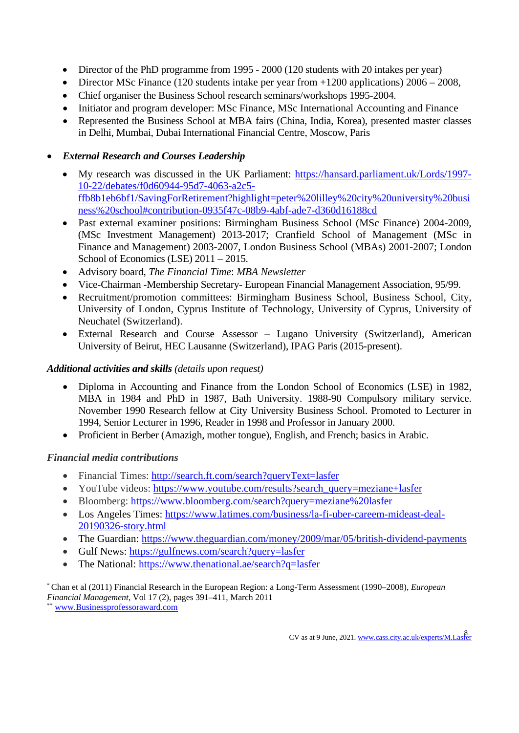- Director of the PhD programme from 1995 - 2000 (120 students with 20 intakes per year)
- Director MSc Finance (120 students intake per year from +1200 applications) 2006 – 2008,
- Chief organiser the Business School research seminars/workshops 1995-2004.
- Initiator and program developer: MSc Finance, MSc International Accounting and Finance
- Represented the Business School at MBA fairs (China, India, Korea), presented master classes in Delhi, Mumbai, Dubai International Financial Centre, Moscow, Paris

- ***External Research and Courses Leadership***
  - My research was discussed in the UK Parliament: https://hansard.parliament.uk/Lords/1997-10-22/debates/f0d60944-95d7-4063-a2c5-ffb8b1eb6bf1/SavingForRetirement?highlight=peter%20lilley%20city%20university%20business%20school#contribution-0935f47c-08b9-4abf-ade7-d360d16188cd
  - Past external examiner positions: Birmingham Business School (MSc Finance) 2004-2009, (MSc Investment Management) 2013-2017; Cranfield School of Management (MSc in Finance and Management) 2003-2007, London Business School (MBAs) 2001-2007; London School of Economics (LSE) 2011 – 2015.
  - Advisory board, *The Financial Time*: *MBA Newsletter*
  - Vice-Chairman -Membership Secretary- European Financial Management Association, 95/99.
  - Recruitment/promotion committees: Birmingham Business School, Business School, City, University of London, Cyprus Institute of Technology, University of Cyprus, University of Neuchatel (Switzerland).
  - External Research and Course Assessor – Lugano University (Switzerland), American University of Beirut, HEC Lausanne (Switzerland), IPAG Paris (2015-present).

***Additional activities and skills*** *(details upon request)*

- Diploma in Accounting and Finance from the London School of Economics (LSE) in 1982, MBA in 1984 and PhD in 1987, Bath University. 1988-90 Compulsory military service. November 1990 Research fellow at City University Business School. Promoted to Lecturer in 1994, Senior Lecturer in 1996, Reader in 1998 and Professor in January 2000.
- Proficient in Berber (Amazigh, mother tongue), English, and French; basics in Arabic.

***Financial media contributions***

- Financial Times: http://search.ft.com/search?queryText=lasfer
- YouTube videos: https://www.youtube.com/results?search_query=meziane+lasfer
- Bloomberg: https://www.bloomberg.com/search?query=meziane%20lasfer
- Los Angeles Times: https://www.latimes.com/business/la-fi-uber-careem-mideast-deal-20190326-story.html
- The Guardian: https://www.theguardian.com/money/2009/mar/05/british-dividend-payments
- Gulf News: https://gulfnews.com/search?query=lasfer
- The National: https://www.thenational.ae/search?q=lasfer

[*] Chan et al (2011) Financial Research in the European Region: a Long-Term Assessment (1990–2008), *European Financial Management*, Vol 17 (2), pages 391–411, March 2011

[**] www.Businessprofessoraward.com

CV as at 9 June, 2021. www.cass.city.ac.uk/experts/M.Lasfer